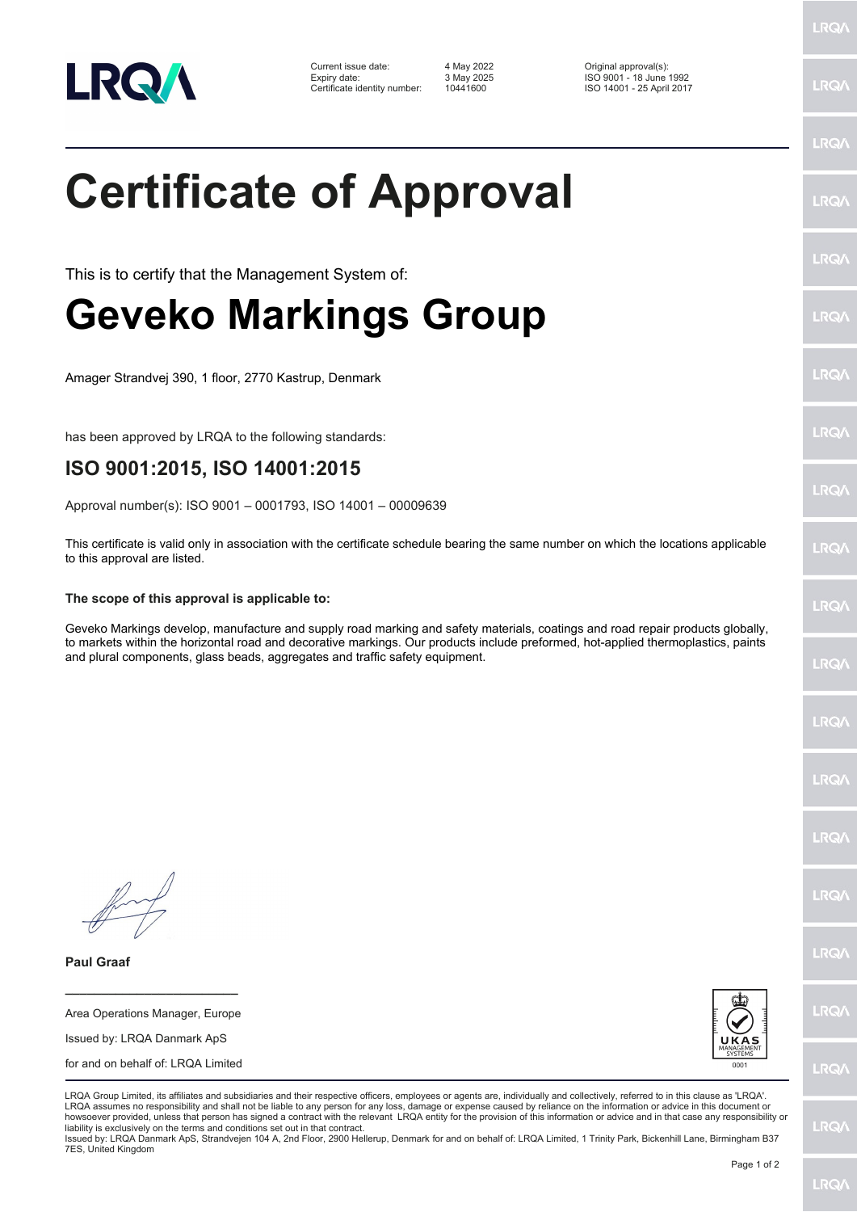| | | | |
|---|---|---|---|
| Current issue date: | 4 May 2022 | Original approval(s): | |
| Expiry date: | 3 May 2025 | ISO 9001 - 18 June 1992 | |
| Certificate identity number: | 10441600 | ISO 14001 - 25 April 2017 | |

# Certificate of Approval

This is to certify that the Management System of:

# Geveko Markings Group

Amager Strandvej 390, 1 floor, 2770 Kastrup, Denmark

has been approved by LRQA to the following standards:

## ISO 9001:2015, ISO 14001:2015

Approval number(s): ISO 9001 – 0001793, ISO 14001 – 00009639

This certificate is valid only in association with the certificate schedule bearing the same number on which the locations applicable to this approval are listed.

**The scope of this approval is applicable to:**

Geveko Markings develop, manufacture and supply road marking and safety materials, coatings and road repair products globally, to markets within the horizontal road and decorative markings. Our products include preformed, hot-applied thermoplastics, paints and plural components, glass beads, aggregates and traffic safety equipment.

**Paul Graaf**

Area Operations Manager, Europe

Issued by: LRQA Danmark ApS

for and on behalf of: LRQA Limited

UKAS MANAGEMENT SYSTEMS 0001

LRQA Group Limited, its affiliates and subsidiaries and their respective officers, employees or agents are, individually and collectively, referred to in this clause as 'LRQA'. LRQA assumes no responsibility and shall not be liable to any person for any loss, damage or expense caused by reliance on the information or advice in this document or howsoever provided, unless that person has signed a contract with the relevant LRQA entity for the provision of this information or advice and in that case any responsibility or liability is exclusively on the terms and conditions set out in that contract.
Issued by: LRQA Danmark ApS, Strandvejen 104 A, 2nd Floor, 2900 Hellerup, Denmark for and on behalf of: LRQA Limited, 1 Trinity Park, Bickenhill Lane, Birmingham B37 7ES, United Kingdom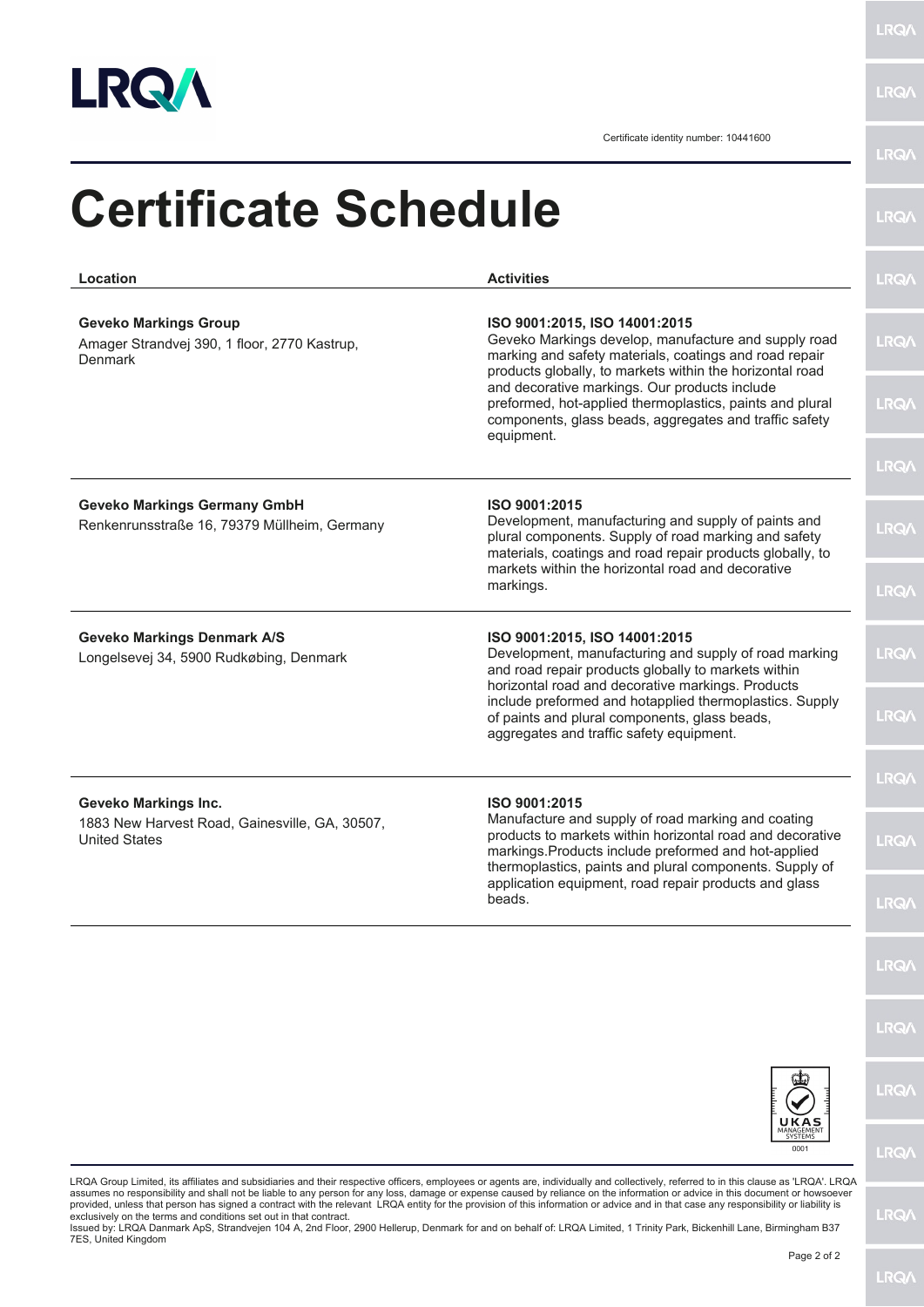Certificate identity number: 10441600

# Certificate Schedule

| Location | Activities |
|---|---|
| **Geveko Markings Group**<br>Amager Strandvej 390, 1 floor, 2770 Kastrup, Denmark | **ISO 9001:2015, ISO 14001:2015**<br>Geveko Markings develop, manufacture and supply road marking and safety materials, coatings and road repair products globally, to markets within the horizontal road and decorative markings. Our products include preformed, hot-applied thermoplastics, paints and plural components, glass beads, aggregates and traffic safety equipment. |
| **Geveko Markings Germany GmbH**<br>Renkenrunsstraße 16, 79379 Müllheim, Germany | **ISO 9001:2015**<br>Development, manufacturing and supply of paints and plural components. Supply of road marking and safety materials, coatings and road repair products globally, to markets within the horizontal road and decorative markings. |
| **Geveko Markings Denmark A/S**<br>Longelsevej 34, 5900 Rudkøbing, Denmark | **ISO 9001:2015, ISO 14001:2015**<br>Development, manufacturing and supply of road marking and road repair products globally to markets within horizontal road and decorative markings. Products include preformed and hotapplied thermoplastics. Supply of paints and plural components, glass beads, aggregates and traffic safety equipment. |
| **Geveko Markings Inc.**<br>1883 New Harvest Road, Gainesville, GA, 30507, United States | **ISO 9001:2015**<br>Manufacture and supply of road marking and coating products to markets within horizontal road and decorative markings.Products include preformed and hot-applied thermoplastics, paints and plural components. Supply of application equipment, road repair products and glass beads. |

UKAS MANAGEMENT SYSTEMS 0001

LRQA Group Limited, its affiliates and subsidiaries and their respective officers, employees or agents are, individually and collectively, referred to in this clause as 'LRQA'. LRQA assumes no responsibility and shall not be liable to any person for any loss, damage or expense caused by reliance on the information or advice in this document or howsoever provided, unless that person has signed a contract with the relevant LRQA entity for the provision of this information or advice and in that case any responsibility or liability is exclusively on the terms and conditions set out in that contract.
Issued by: LRQA Danmark ApS, Strandvejen 104 A, 2nd Floor, 2900 Hellerup, Denmark for and on behalf of: LRQA Limited, 1 Trinity Park, Bickenhill Lane, Birmingham B37 7ES, United Kingdom